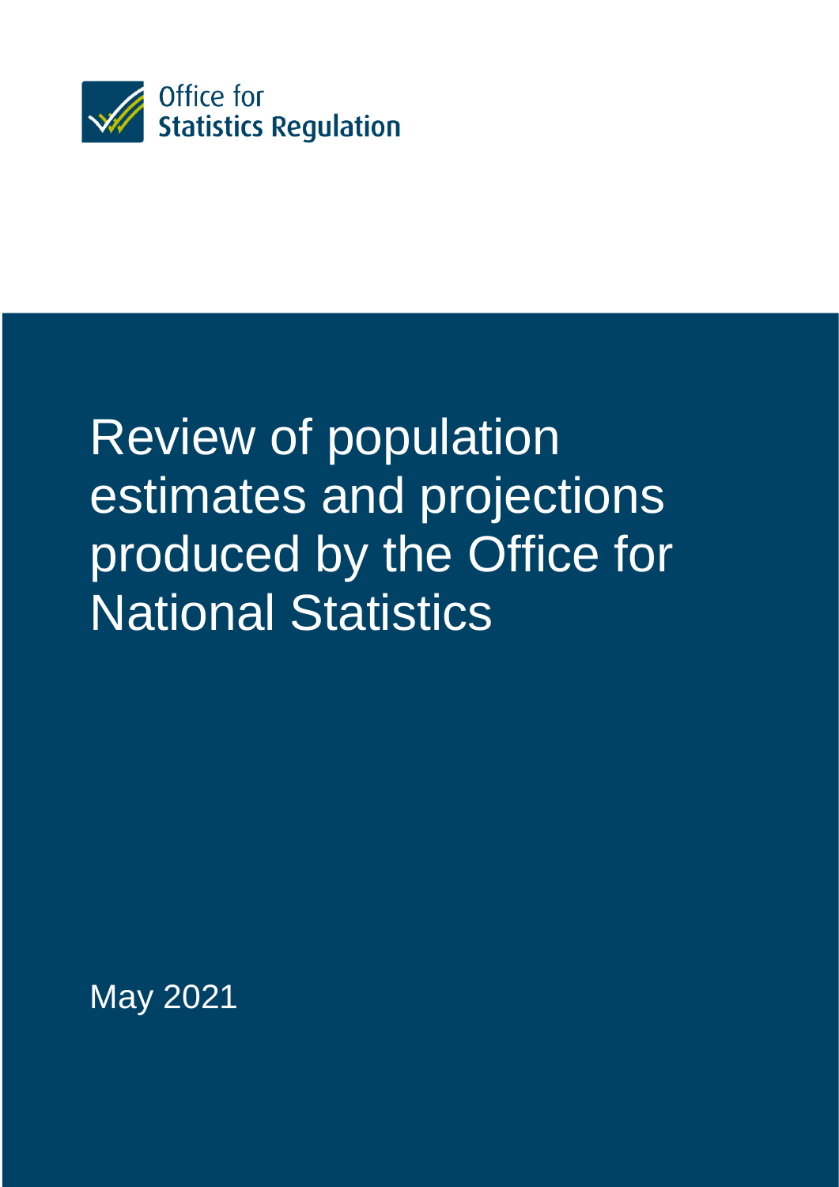Office for
Statistics Regulation

# Review of population estimates and projections produced by the Office for National Statistics

May 2021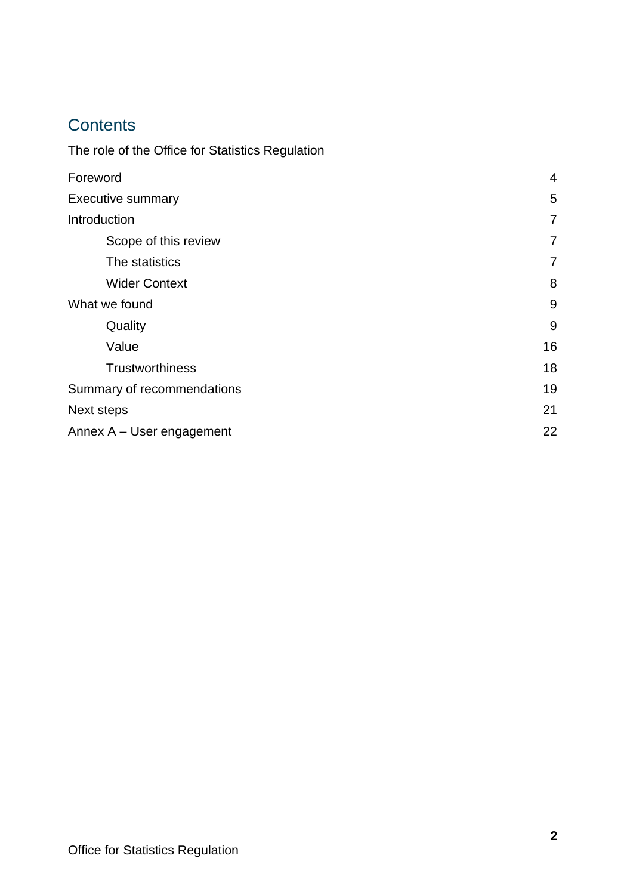## Contents

The role of the Office for Statistics Regulation

- Foreword 4
- Executive summary 5
- Introduction 7
  - Scope of this review 7
  - The statistics 7
  - Wider Context 8
- What we found 9
  - Quality 9
  - Value 16
  - Trustworthiness 18
- Summary of recommendations 19
- Next steps 21
- Annex A – User engagement 22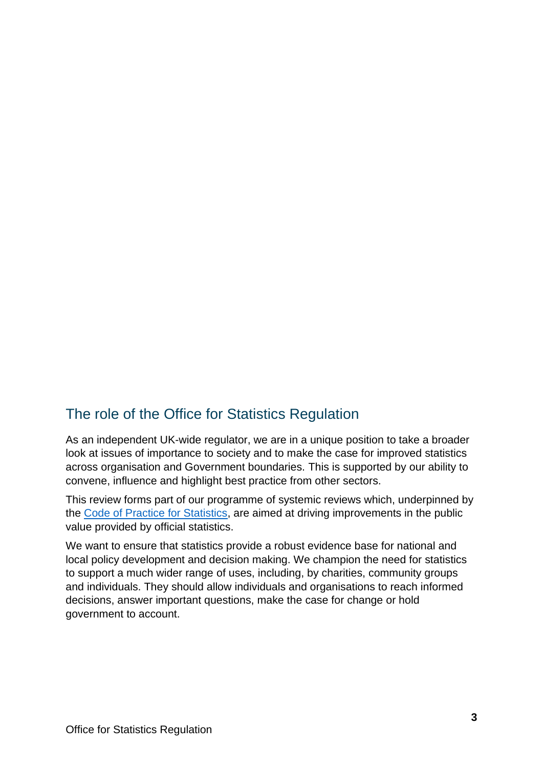## The role of the Office for Statistics Regulation

As an independent UK-wide regulator, we are in a unique position to take a broader look at issues of importance to society and to make the case for improved statistics across organisation and Government boundaries. This is supported by our ability to convene, influence and highlight best practice from other sectors.

This review forms part of our programme of systemic reviews which, underpinned by the [Code of Practice for Statistics](), are aimed at driving improvements in the public value provided by official statistics.

We want to ensure that statistics provide a robust evidence base for national and local policy development and decision making. We champion the need for statistics to support a much wider range of uses, including, by charities, community groups and individuals. They should allow individuals and organisations to reach informed decisions, answer important questions, make the case for change or hold government to account.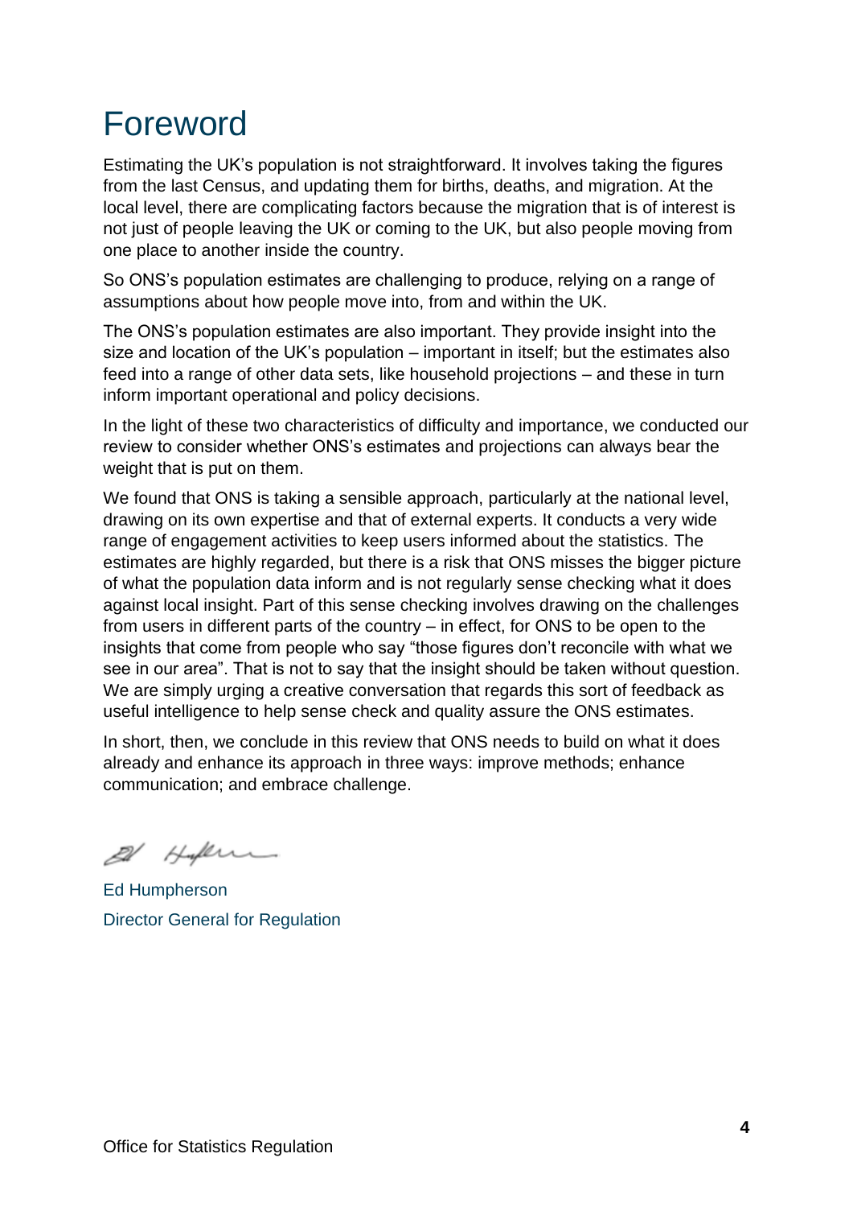# Foreword

Estimating the UK's population is not straightforward. It involves taking the figures from the last Census, and updating them for births, deaths, and migration. At the local level, there are complicating factors because the migration that is of interest is not just of people leaving the UK or coming to the UK, but also people moving from one place to another inside the country.

So ONS's population estimates are challenging to produce, relying on a range of assumptions about how people move into, from and within the UK.

The ONS's population estimates are also important. They provide insight into the size and location of the UK's population – important in itself; but the estimates also feed into a range of other data sets, like household projections – and these in turn inform important operational and policy decisions.

In the light of these two characteristics of difficulty and importance, we conducted our review to consider whether ONS's estimates and projections can always bear the weight that is put on them.

We found that ONS is taking a sensible approach, particularly at the national level, drawing on its own expertise and that of external experts. It conducts a very wide range of engagement activities to keep users informed about the statistics. The estimates are highly regarded, but there is a risk that ONS misses the bigger picture of what the population data inform and is not regularly sense checking what it does against local insight. Part of this sense checking involves drawing on the challenges from users in different parts of the country – in effect, for ONS to be open to the insights that come from people who say "those figures don't reconcile with what we see in our area". That is not to say that the insight should be taken without question. We are simply urging a creative conversation that regards this sort of feedback as useful intelligence to help sense check and quality assure the ONS estimates.

In short, then, we conclude in this review that ONS needs to build on what it does already and enhance its approach in three ways: improve methods; enhance communication; and embrace challenge.

Ed Humpherson
Director General for Regulation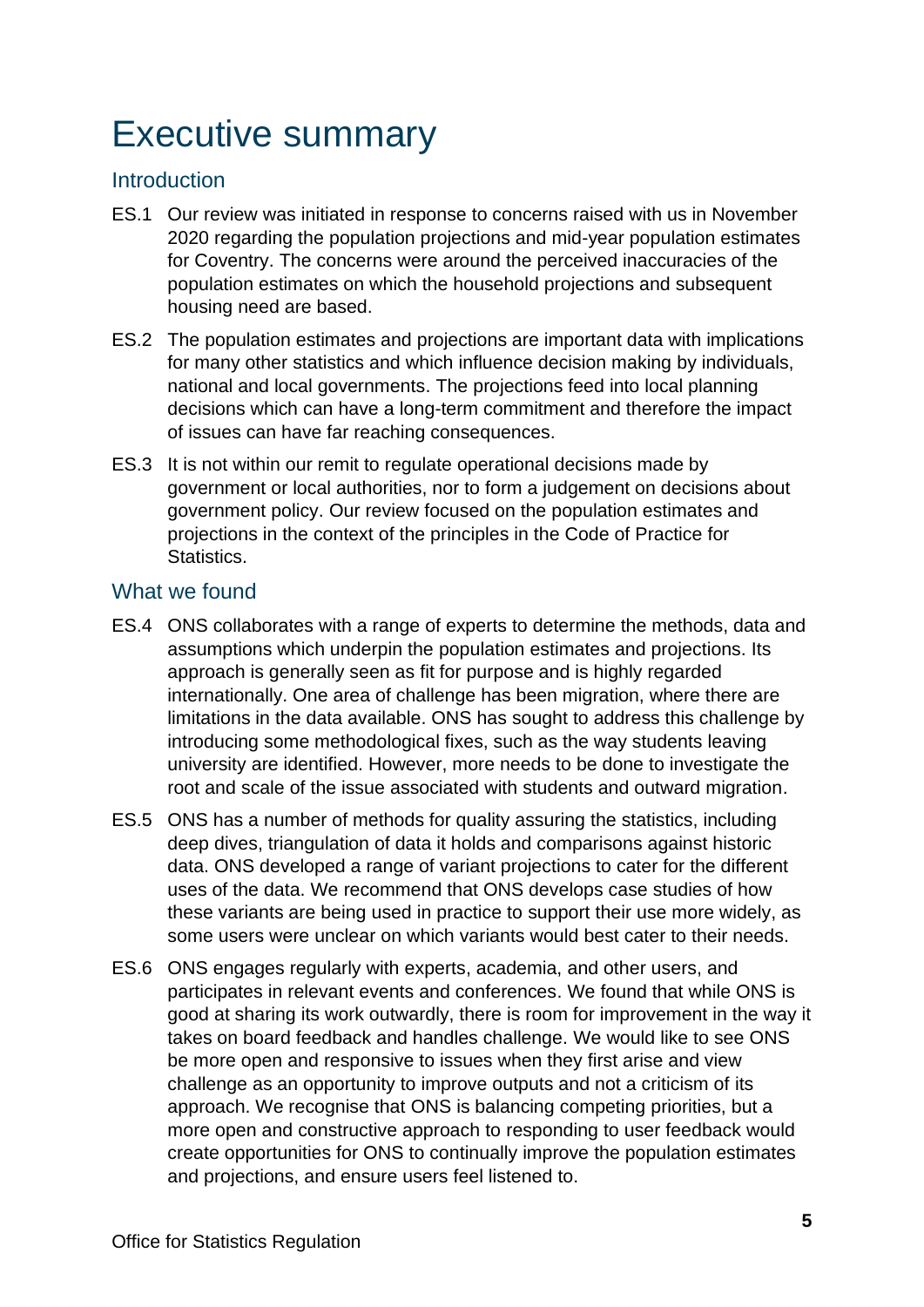# Executive summary

## Introduction

ES.1 Our review was initiated in response to concerns raised with us in November 2020 regarding the population projections and mid-year population estimates for Coventry. The concerns were around the perceived inaccuracies of the population estimates on which the household projections and subsequent housing need are based.

ES.2 The population estimates and projections are important data with implications for many other statistics and which influence decision making by individuals, national and local governments. The projections feed into local planning decisions which can have a long-term commitment and therefore the impact of issues can have far reaching consequences.

ES.3 It is not within our remit to regulate operational decisions made by government or local authorities, nor to form a judgement on decisions about government policy. Our review focused on the population estimates and projections in the context of the principles in the Code of Practice for Statistics.

## What we found

ES.4 ONS collaborates with a range of experts to determine the methods, data and assumptions which underpin the population estimates and projections. Its approach is generally seen as fit for purpose and is highly regarded internationally. One area of challenge has been migration, where there are limitations in the data available. ONS has sought to address this challenge by introducing some methodological fixes, such as the way students leaving university are identified. However, more needs to be done to investigate the root and scale of the issue associated with students and outward migration.

ES.5 ONS has a number of methods for quality assuring the statistics, including deep dives, triangulation of data it holds and comparisons against historic data. ONS developed a range of variant projections to cater for the different uses of the data. We recommend that ONS develops case studies of how these variants are being used in practice to support their use more widely, as some users were unclear on which variants would best cater to their needs.

ES.6 ONS engages regularly with experts, academia, and other users, and participates in relevant events and conferences. We found that while ONS is good at sharing its work outwardly, there is room for improvement in the way it takes on board feedback and handles challenge. We would like to see ONS be more open and responsive to issues when they first arise and view challenge as an opportunity to improve outputs and not a criticism of its approach. We recognise that ONS is balancing competing priorities, but a more open and constructive approach to responding to user feedback would create opportunities for ONS to continually improve the population estimates and projections, and ensure users feel listened to.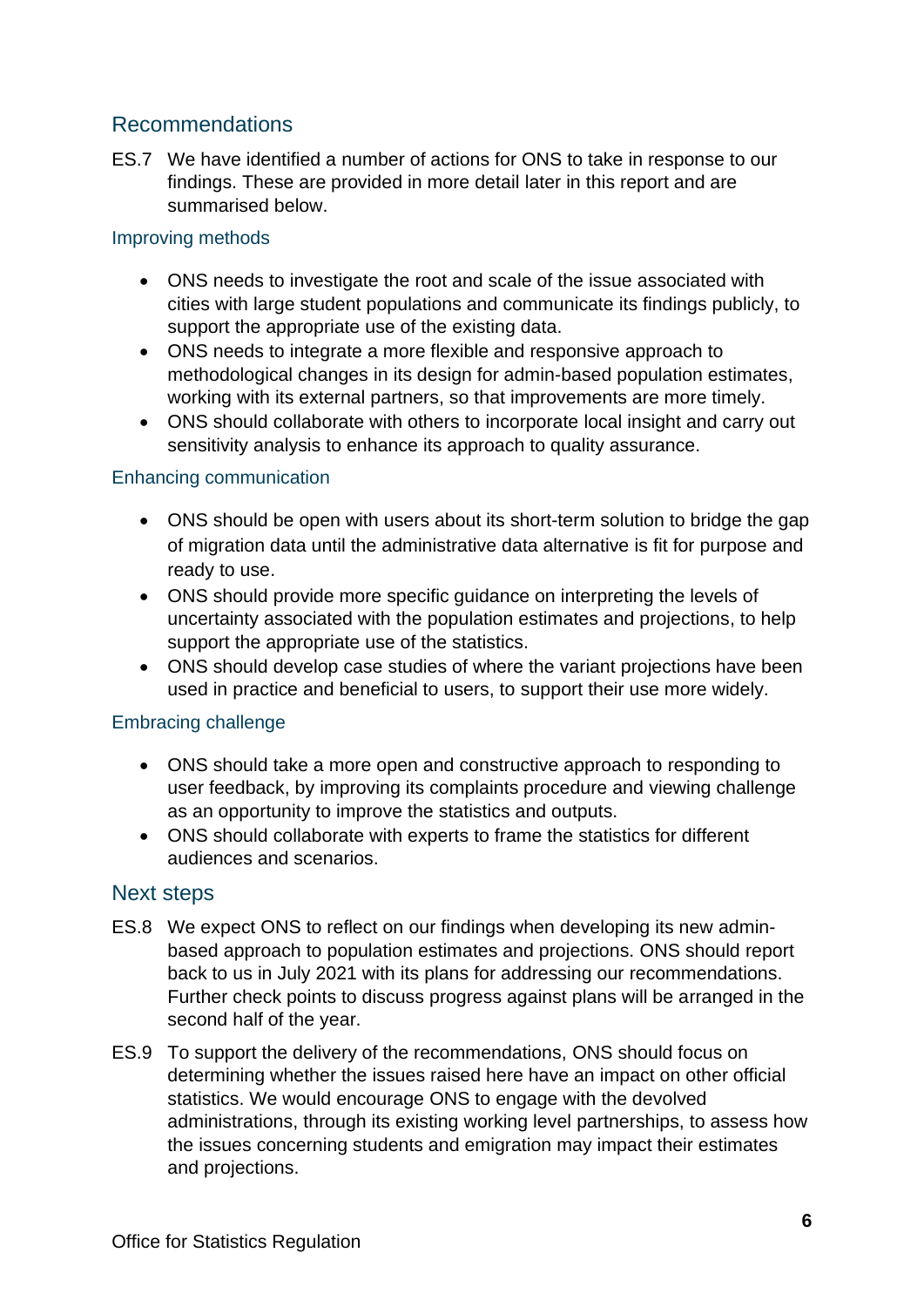## Recommendations

ES.7 We have identified a number of actions for ONS to take in response to our findings. These are provided in more detail later in this report and are summarised below.

### Improving methods

- ONS needs to investigate the root and scale of the issue associated with cities with large student populations and communicate its findings publicly, to support the appropriate use of the existing data.
- ONS needs to integrate a more flexible and responsive approach to methodological changes in its design for admin-based population estimates, working with its external partners, so that improvements are more timely.
- ONS should collaborate with others to incorporate local insight and carry out sensitivity analysis to enhance its approach to quality assurance.

### Enhancing communication

- ONS should be open with users about its short-term solution to bridge the gap of migration data until the administrative data alternative is fit for purpose and ready to use.
- ONS should provide more specific guidance on interpreting the levels of uncertainty associated with the population estimates and projections, to help support the appropriate use of the statistics.
- ONS should develop case studies of where the variant projections have been used in practice and beneficial to users, to support their use more widely.

### Embracing challenge

- ONS should take a more open and constructive approach to responding to user feedback, by improving its complaints procedure and viewing challenge as an opportunity to improve the statistics and outputs.
- ONS should collaborate with experts to frame the statistics for different audiences and scenarios.

## Next steps

ES.8 We expect ONS to reflect on our findings when developing its new admin-based approach to population estimates and projections. ONS should report back to us in July 2021 with its plans for addressing our recommendations. Further check points to discuss progress against plans will be arranged in the second half of the year.

ES.9 To support the delivery of the recommendations, ONS should focus on determining whether the issues raised here have an impact on other official statistics. We would encourage ONS to engage with the devolved administrations, through its existing working level partnerships, to assess how the issues concerning students and emigration may impact their estimates and projections.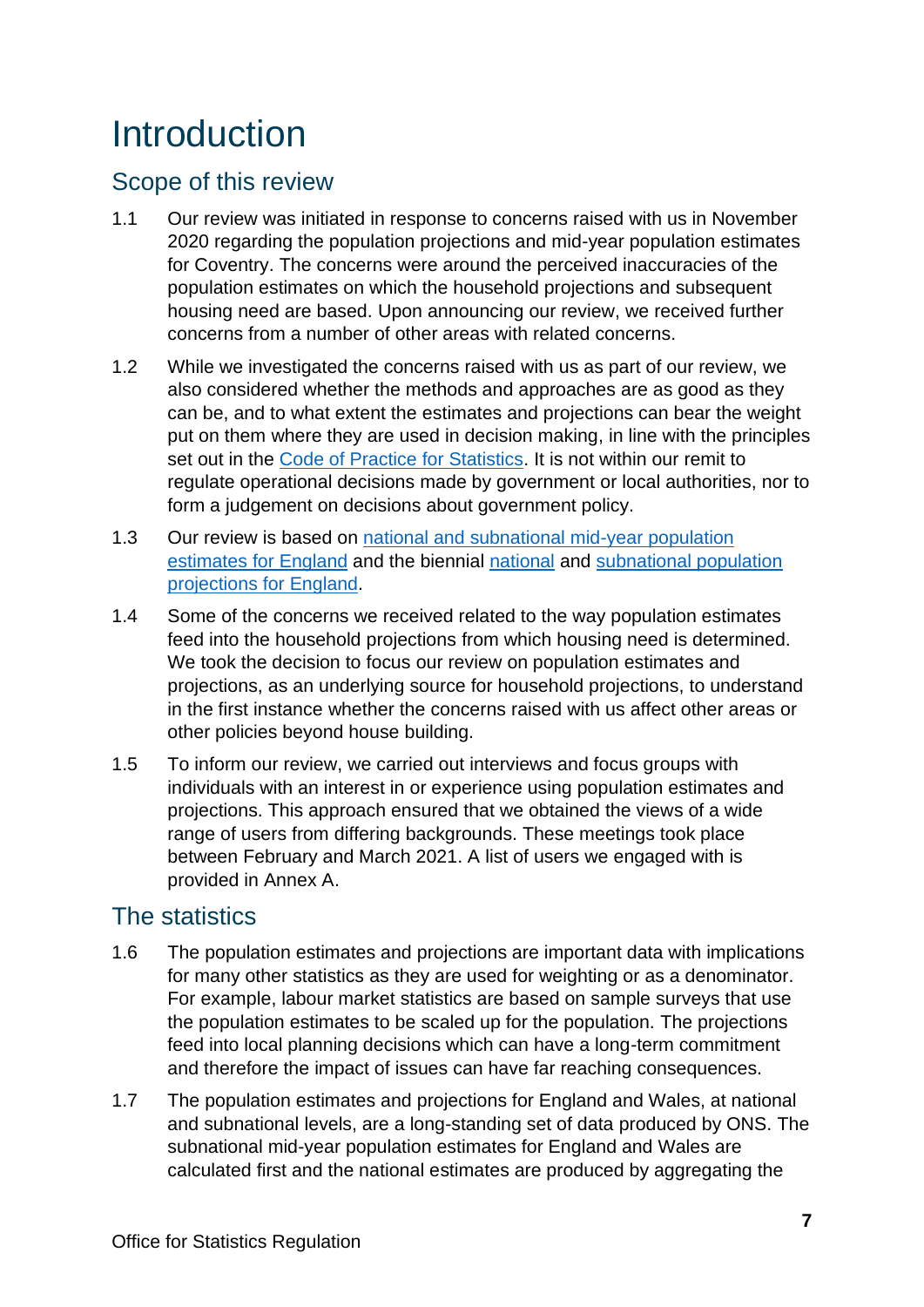# Introduction

## Scope of this review

1.1 Our review was initiated in response to concerns raised with us in November 2020 regarding the population projections and mid-year population estimates for Coventry. The concerns were around the perceived inaccuracies of the population estimates on which the household projections and subsequent housing need are based. Upon announcing our review, we received further concerns from a number of other areas with related concerns.

1.2 While we investigated the concerns raised with us as part of our review, we also considered whether the methods and approaches are as good as they can be, and to what extent the estimates and projections can bear the weight put on them where they are used in decision making, in line with the principles set out in the Code of Practice for Statistics. It is not within our remit to regulate operational decisions made by government or local authorities, nor to form a judgement on decisions about government policy.

1.3 Our review is based on national and subnational mid-year population estimates for England and the biennial national and subnational population projections for England.

1.4 Some of the concerns we received related to the way population estimates feed into the household projections from which housing need is determined. We took the decision to focus our review on population estimates and projections, as an underlying source for household projections, to understand in the first instance whether the concerns raised with us affect other areas or other policies beyond house building.

1.5 To inform our review, we carried out interviews and focus groups with individuals with an interest in or experience using population estimates and projections. This approach ensured that we obtained the views of a wide range of users from differing backgrounds. These meetings took place between February and March 2021. A list of users we engaged with is provided in Annex A.

## The statistics

1.6 The population estimates and projections are important data with implications for many other statistics as they are used for weighting or as a denominator. For example, labour market statistics are based on sample surveys that use the population estimates to be scaled up for the population. The projections feed into local planning decisions which can have a long-term commitment and therefore the impact of issues can have far reaching consequences.

1.7 The population estimates and projections for England and Wales, at national and subnational levels, are a long-standing set of data produced by ONS. The subnational mid-year population estimates for England and Wales are calculated first and the national estimates are produced by aggregating the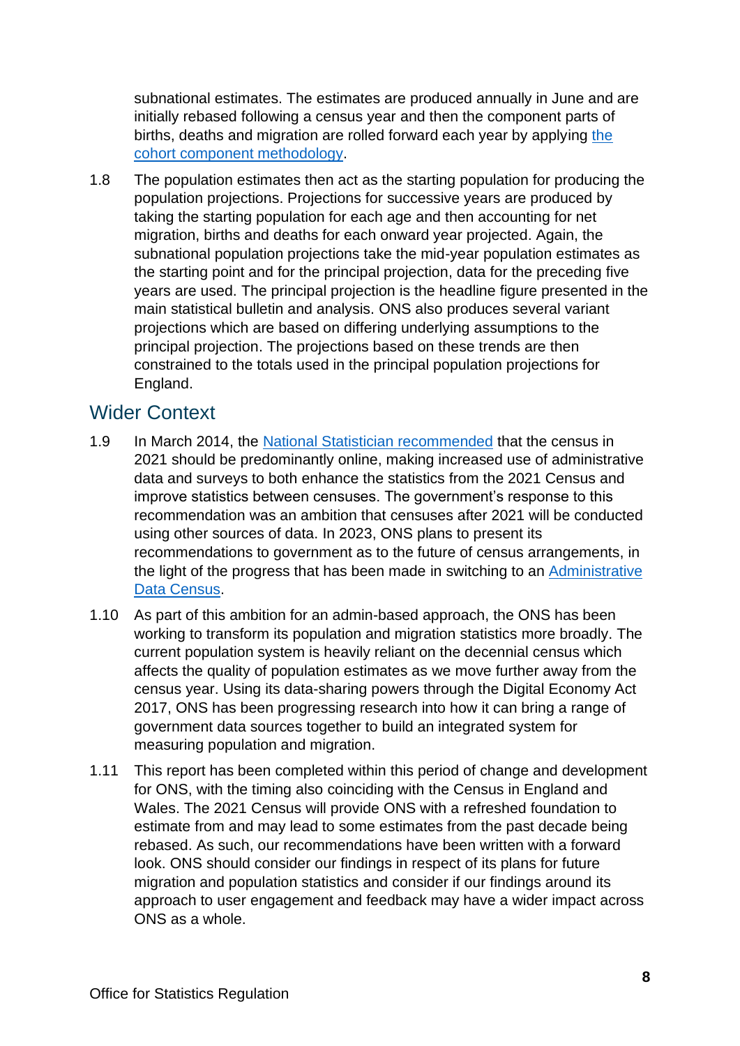subnational estimates. The estimates are produced annually in June and are initially rebased following a census year and then the component parts of births, deaths and migration are rolled forward each year by applying [the cohort component methodology](#).

1.8 The population estimates then act as the starting population for producing the population projections. Projections for successive years are produced by taking the starting population for each age and then accounting for net migration, births and deaths for each onward year projected. Again, the subnational population projections take the mid-year population estimates as the starting point and for the principal projection, data for the preceding five years are used. The principal projection is the headline figure presented in the main statistical bulletin and analysis. ONS also produces several variant projections which are based on differing underlying assumptions to the principal projection. The projections based on these trends are then constrained to the totals used in the principal population projections for England.

## Wider Context

1.9 In March 2014, the [National Statistician recommended](#) that the census in 2021 should be predominantly online, making increased use of administrative data and surveys to both enhance the statistics from the 2021 Census and improve statistics between censuses. The government's response to this recommendation was an ambition that censuses after 2021 will be conducted using other sources of data. In 2023, ONS plans to present its recommendations to government as to the future of census arrangements, in the light of the progress that has been made in switching to an [Administrative Data Census](#).

1.10 As part of this ambition for an admin-based approach, the ONS has been working to transform its population and migration statistics more broadly. The current population system is heavily reliant on the decennial census which affects the quality of population estimates as we move further away from the census year. Using its data-sharing powers through the Digital Economy Act 2017, ONS has been progressing research into how it can bring a range of government data sources together to build an integrated system for measuring population and migration.

1.11 This report has been completed within this period of change and development for ONS, with the timing also coinciding with the Census in England and Wales. The 2021 Census will provide ONS with a refreshed foundation to estimate from and may lead to some estimates from the past decade being rebased. As such, our recommendations have been written with a forward look. ONS should consider our findings in respect of its plans for future migration and population statistics and consider if our findings around its approach to user engagement and feedback may have a wider impact across ONS as a whole.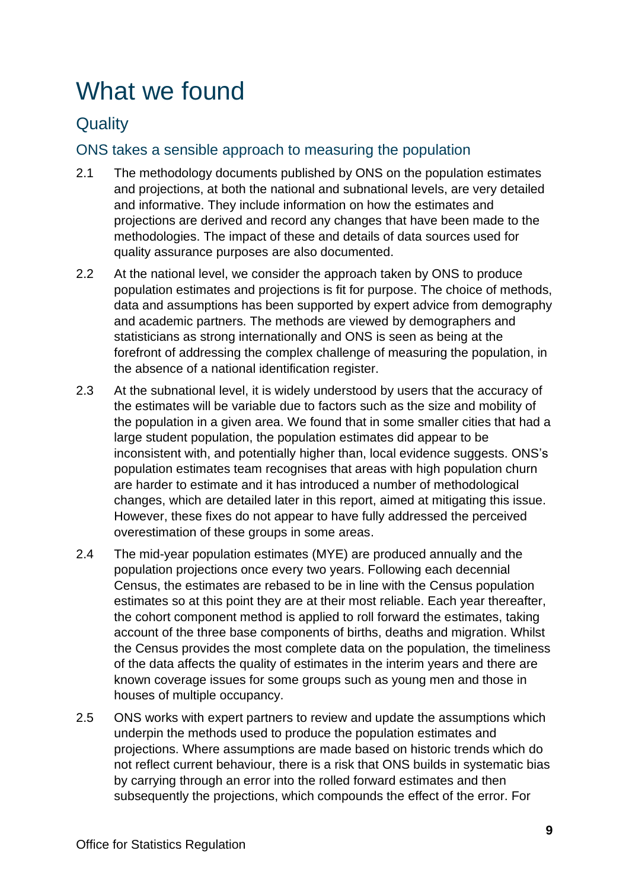# What we found

## Quality

### ONS takes a sensible approach to measuring the population

2.1 The methodology documents published by ONS on the population estimates and projections, at both the national and subnational levels, are very detailed and informative. They include information on how the estimates and projections are derived and record any changes that have been made to the methodologies. The impact of these and details of data sources used for quality assurance purposes are also documented.

2.2 At the national level, we consider the approach taken by ONS to produce population estimates and projections is fit for purpose. The choice of methods, data and assumptions has been supported by expert advice from demography and academic partners. The methods are viewed by demographers and statisticians as strong internationally and ONS is seen as being at the forefront of addressing the complex challenge of measuring the population, in the absence of a national identification register.

2.3 At the subnational level, it is widely understood by users that the accuracy of the estimates will be variable due to factors such as the size and mobility of the population in a given area. We found that in some smaller cities that had a large student population, the population estimates did appear to be inconsistent with, and potentially higher than, local evidence suggests. ONS's population estimates team recognises that areas with high population churn are harder to estimate and it has introduced a number of methodological changes, which are detailed later in this report, aimed at mitigating this issue. However, these fixes do not appear to have fully addressed the perceived overestimation of these groups in some areas.

2.4 The mid-year population estimates (MYE) are produced annually and the population projections once every two years. Following each decennial Census, the estimates are rebased to be in line with the Census population estimates so at this point they are at their most reliable. Each year thereafter, the cohort component method is applied to roll forward the estimates, taking account of the three base components of births, deaths and migration. Whilst the Census provides the most complete data on the population, the timeliness of the data affects the quality of estimates in the interim years and there are known coverage issues for some groups such as young men and those in houses of multiple occupancy.

2.5 ONS works with expert partners to review and update the assumptions which underpin the methods used to produce the population estimates and projections. Where assumptions are made based on historic trends which do not reflect current behaviour, there is a risk that ONS builds in systematic bias by carrying through an error into the rolled forward estimates and then subsequently the projections, which compounds the effect of the error. For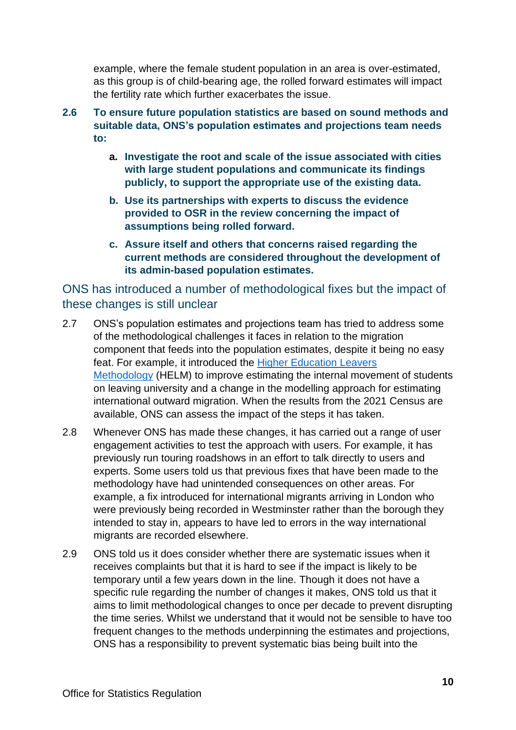example, where the female student population in an area is over-estimated, as this group is of child-bearing age, the rolled forward estimates will impact the fertility rate which further exacerbates the issue.

**2.6 To ensure future population statistics are based on sound methods and suitable data, ONS's population estimates and projections team needs to:**

- **a. Investigate the root and scale of the issue associated with cities with large student populations and communicate its findings publicly, to support the appropriate use of the existing data.**
- **b. Use its partnerships with experts to discuss the evidence provided to OSR in the review concerning the impact of assumptions being rolled forward.**
- **c. Assure itself and others that concerns raised regarding the current methods are considered throughout the development of its admin-based population estimates.**

## ONS has introduced a number of methodological fixes but the impact of these changes is still unclear

2.7 ONS's population estimates and projections team has tried to address some of the methodological challenges it faces in relation to the migration component that feeds into the population estimates, despite it being no easy feat. For example, it introduced the Higher Education Leavers Methodology (HELM) to improve estimating the internal movement of students on leaving university and a change in the modelling approach for estimating international outward migration. When the results from the 2021 Census are available, ONS can assess the impact of the steps it has taken.

2.8 Whenever ONS has made these changes, it has carried out a range of user engagement activities to test the approach with users. For example, it has previously run touring roadshows in an effort to talk directly to users and experts. Some users told us that previous fixes that have been made to the methodology have had unintended consequences on other areas. For example, a fix introduced for international migrants arriving in London who were previously being recorded in Westminster rather than the borough they intended to stay in, appears to have led to errors in the way international migrants are recorded elsewhere.

2.9 ONS told us it does consider whether there are systematic issues when it receives complaints but that it is hard to see if the impact is likely to be temporary until a few years down in the line. Though it does not have a specific rule regarding the number of changes it makes, ONS told us that it aims to limit methodological changes to once per decade to prevent disrupting the time series. Whilst we understand that it would not be sensible to have too frequent changes to the methods underpinning the estimates and projections, ONS has a responsibility to prevent systematic bias being built into the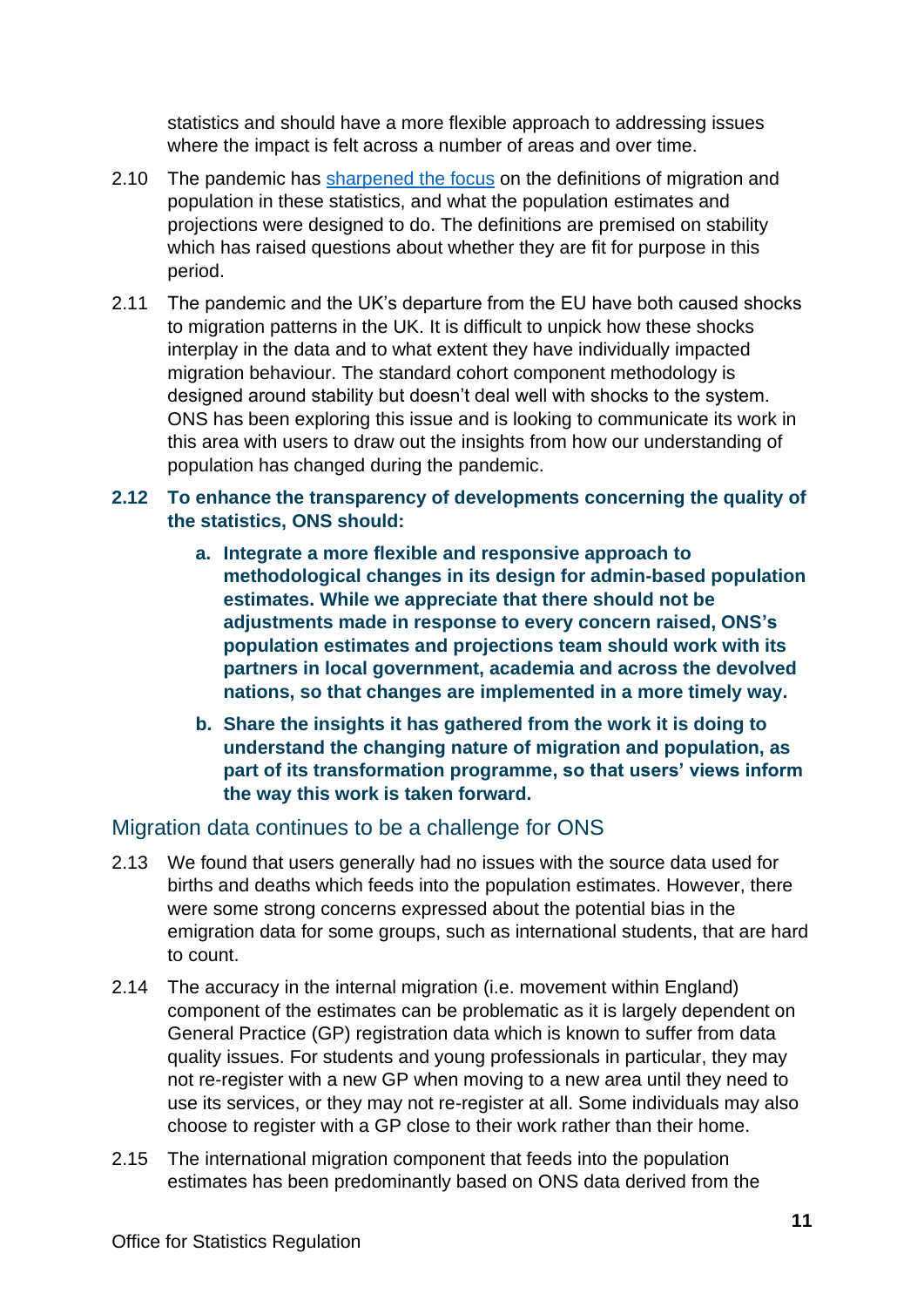statistics and should have a more flexible approach to addressing issues where the impact is felt across a number of areas and over time.

2.10 The pandemic has [sharpened the focus](#) on the definitions of migration and population in these statistics, and what the population estimates and projections were designed to do. The definitions are premised on stability which has raised questions about whether they are fit for purpose in this period.

2.11 The pandemic and the UK's departure from the EU have both caused shocks to migration patterns in the UK. It is difficult to unpick how these shocks interplay in the data and to what extent they have individually impacted migration behaviour. The standard cohort component methodology is designed around stability but doesn't deal well with shocks to the system. ONS has been exploring this issue and is looking to communicate its work in this area with users to draw out the insights from how our understanding of population has changed during the pandemic.

**2.12 To enhance the transparency of developments concerning the quality of the statistics, ONS should:**

**a. Integrate a more flexible and responsive approach to methodological changes in its design for admin-based population estimates. While we appreciate that there should not be adjustments made in response to every concern raised, ONS's population estimates and projections team should work with its partners in local government, academia and across the devolved nations, so that changes are implemented in a more timely way.**

**b. Share the insights it has gathered from the work it is doing to understand the changing nature of migration and population, as part of its transformation programme, so that users' views inform the way this work is taken forward.**

## Migration data continues to be a challenge for ONS

2.13 We found that users generally had no issues with the source data used for births and deaths which feeds into the population estimates. However, there were some strong concerns expressed about the potential bias in the emigration data for some groups, such as international students, that are hard to count.

2.14 The accuracy in the internal migration (i.e. movement within England) component of the estimates can be problematic as it is largely dependent on General Practice (GP) registration data which is known to suffer from data quality issues. For students and young professionals in particular, they may not re-register with a new GP when moving to a new area until they need to use its services, or they may not re-register at all. Some individuals may also choose to register with a GP close to their work rather than their home.

2.15 The international migration component that feeds into the population estimates has been predominantly based on ONS data derived from the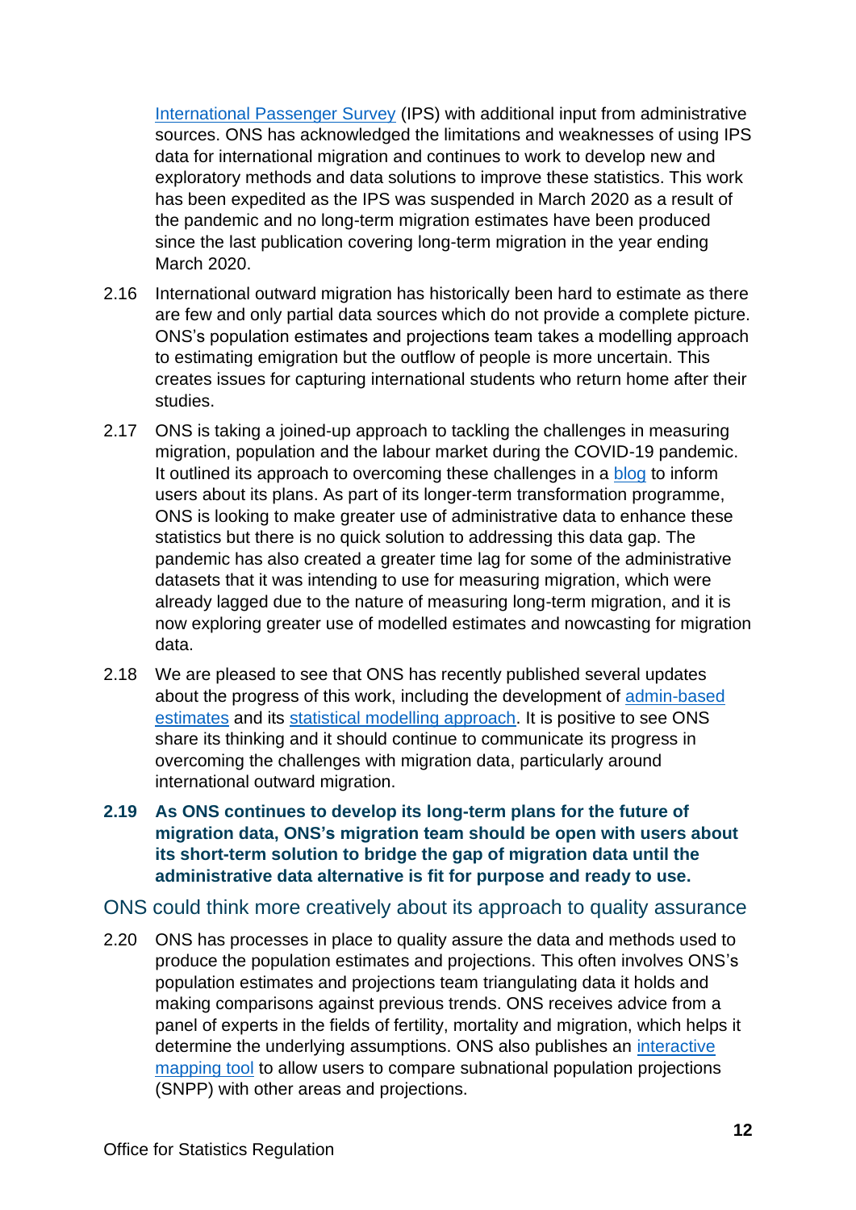International Passenger Survey (IPS) with additional input from administrative sources. ONS has acknowledged the limitations and weaknesses of using IPS data for international migration and continues to work to develop new and exploratory methods and data solutions to improve these statistics. This work has been expedited as the IPS was suspended in March 2020 as a result of the pandemic and no long-term migration estimates have been produced since the last publication covering long-term migration in the year ending March 2020.

2.16 International outward migration has historically been hard to estimate as there are few and only partial data sources which do not provide a complete picture. ONS's population estimates and projections team takes a modelling approach to estimating emigration but the outflow of people is more uncertain. This creates issues for capturing international students who return home after their studies.

2.17 ONS is taking a joined-up approach to tackling the challenges in measuring migration, population and the labour market during the COVID-19 pandemic. It outlined its approach to overcoming these challenges in a blog to inform users about its plans. As part of its longer-term transformation programme, ONS is looking to make greater use of administrative data to enhance these statistics but there is no quick solution to addressing this data gap. The pandemic has also created a greater time lag for some of the administrative datasets that it was intending to use for measuring migration, which were already lagged due to the nature of measuring long-term migration, and it is now exploring greater use of modelled estimates and nowcasting for migration data.

2.18 We are pleased to see that ONS has recently published several updates about the progress of this work, including the development of admin-based estimates and its statistical modelling approach. It is positive to see ONS share its thinking and it should continue to communicate its progress in overcoming the challenges with migration data, particularly around international outward migration.

**2.19 As ONS continues to develop its long-term plans for the future of migration data, ONS's migration team should be open with users about its short-term solution to bridge the gap of migration data until the administrative data alternative is fit for purpose and ready to use.**

## ONS could think more creatively about its approach to quality assurance

2.20 ONS has processes in place to quality assure the data and methods used to produce the population estimates and projections. This often involves ONS's population estimates and projections team triangulating data it holds and making comparisons against previous trends. ONS receives advice from a panel of experts in the fields of fertility, mortality and migration, which helps it determine the underlying assumptions. ONS also publishes an interactive mapping tool to allow users to compare subnational population projections (SNPP) with other areas and projections.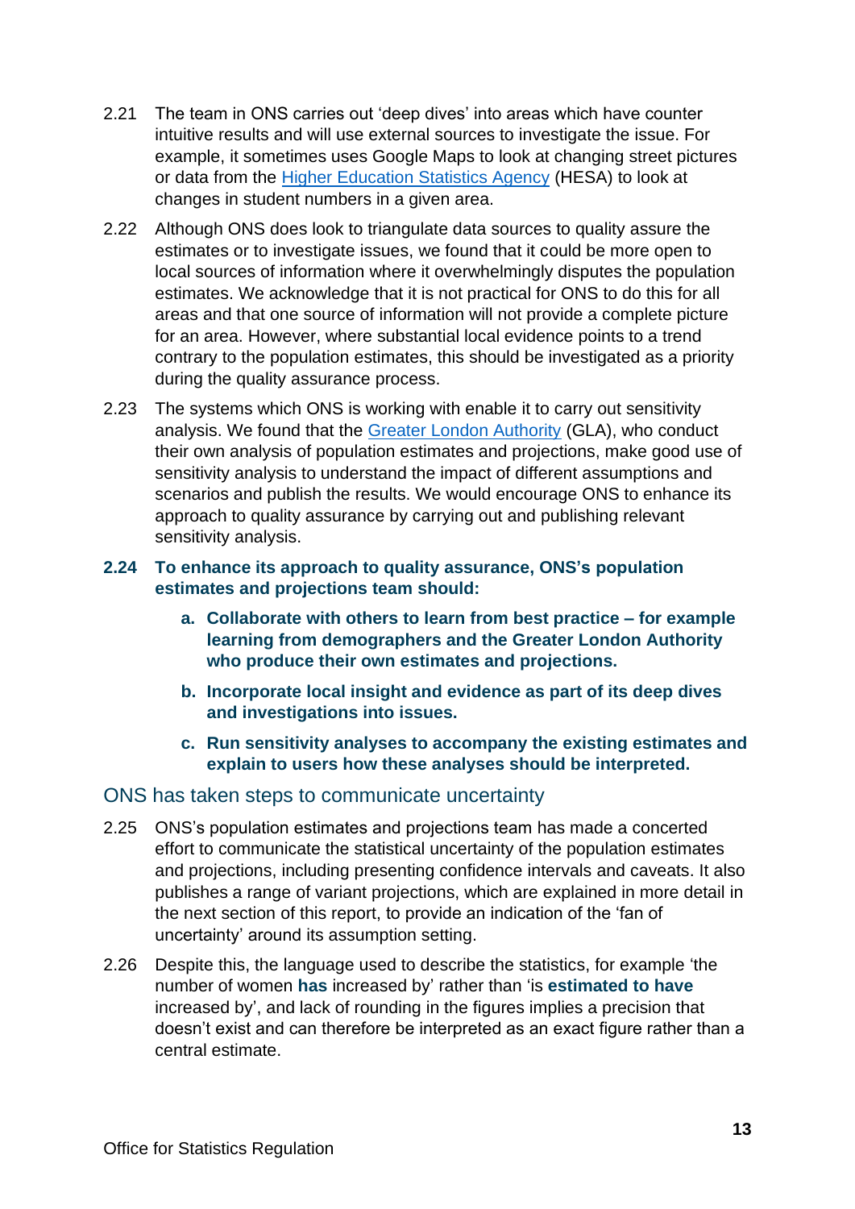2.21 The team in ONS carries out 'deep dives' into areas which have counter intuitive results and will use external sources to investigate the issue. For example, it sometimes uses Google Maps to look at changing street pictures or data from the [Higher Education Statistics Agency](https://www.hesa.ac.uk/) (HESA) to look at changes in student numbers in a given area.

2.22 Although ONS does look to triangulate data sources to quality assure the estimates or to investigate issues, we found that it could be more open to local sources of information where it overwhelmingly disputes the population estimates. We acknowledge that it is not practical for ONS to do this for all areas and that one source of information will not provide a complete picture for an area. However, where substantial local evidence points to a trend contrary to the population estimates, this should be investigated as a priority during the quality assurance process.

2.23 The systems which ONS is working with enable it to carry out sensitivity analysis. We found that the [Greater London Authority](https://www.london.gov.uk/) (GLA), who conduct their own analysis of population estimates and projections, make good use of sensitivity analysis to understand the impact of different assumptions and scenarios and publish the results. We would encourage ONS to enhance its approach to quality assurance by carrying out and publishing relevant sensitivity analysis.

**2.24 To enhance its approach to quality assurance, ONS's population estimates and projections team should:**

- **a. Collaborate with others to learn from best practice – for example learning from demographers and the Greater London Authority who produce their own estimates and projections.**
- **b. Incorporate local insight and evidence as part of its deep dives and investigations into issues.**
- **c. Run sensitivity analyses to accompany the existing estimates and explain to users how these analyses should be interpreted.**

## ONS has taken steps to communicate uncertainty

2.25 ONS's population estimates and projections team has made a concerted effort to communicate the statistical uncertainty of the population estimates and projections, including presenting confidence intervals and caveats. It also publishes a range of variant projections, which are explained in more detail in the next section of this report, to provide an indication of the 'fan of uncertainty' around its assumption setting.

2.26 Despite this, the language used to describe the statistics, for example 'the number of women **has** increased by' rather than 'is **estimated to have** increased by', and lack of rounding in the figures implies a precision that doesn't exist and can therefore be interpreted as an exact figure rather than a central estimate.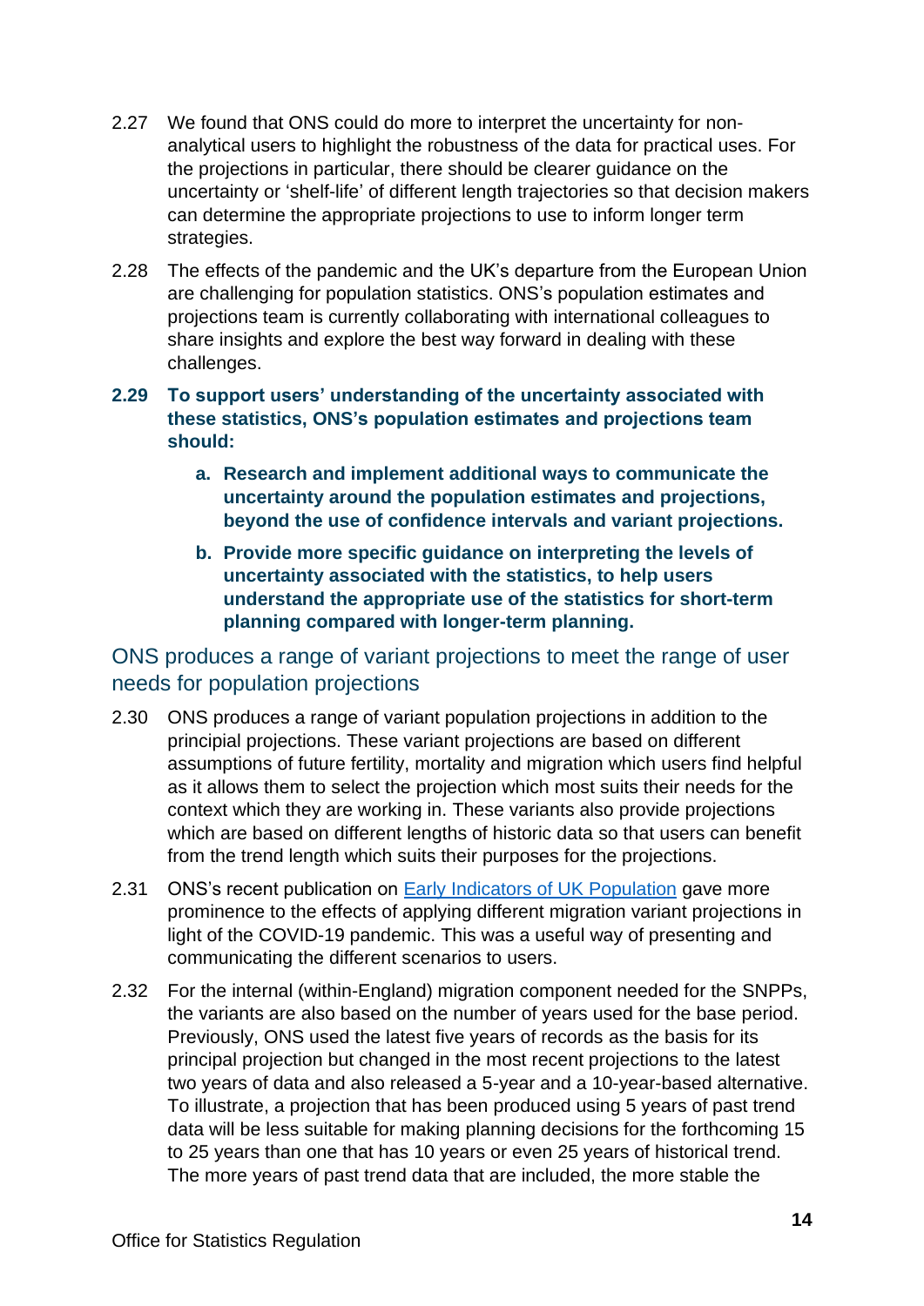2.27 We found that ONS could do more to interpret the uncertainty for non-analytical users to highlight the robustness of the data for practical uses. For the projections in particular, there should be clearer guidance on the uncertainty or 'shelf-life' of different length trajectories so that decision makers can determine the appropriate projections to use to inform longer term strategies.

2.28 The effects of the pandemic and the UK's departure from the European Union are challenging for population statistics. ONS's population estimates and projections team is currently collaborating with international colleagues to share insights and explore the best way forward in dealing with these challenges.

**2.29 To support users' understanding of the uncertainty associated with these statistics, ONS's population estimates and projections team should:**

- **a. Research and implement additional ways to communicate the uncertainty around the population estimates and projections, beyond the use of confidence intervals and variant projections.**
- **b. Provide more specific guidance on interpreting the levels of uncertainty associated with the statistics, to help users understand the appropriate use of the statistics for short-term planning compared with longer-term planning.**

## ONS produces a range of variant projections to meet the range of user needs for population projections

2.30 ONS produces a range of variant population projections in addition to the principial projections. These variant projections are based on different assumptions of future fertility, mortality and migration which users find helpful as it allows them to select the projection which most suits their needs for the context which they are working in. These variants also provide projections which are based on different lengths of historic data so that users can benefit from the trend length which suits their purposes for the projections.

2.31 ONS's recent publication on [Early Indicators of UK Population](https://www.ons.gov.uk) gave more prominence to the effects of applying different migration variant projections in light of the COVID-19 pandemic. This was a useful way of presenting and communicating the different scenarios to users.

2.32 For the internal (within-England) migration component needed for the SNPPs, the variants are also based on the number of years used for the base period. Previously, ONS used the latest five years of records as the basis for its principal projection but changed in the most recent projections to the latest two years of data and also released a 5-year and a 10-year-based alternative. To illustrate, a projection that has been produced using 5 years of past trend data will be less suitable for making planning decisions for the forthcoming 15 to 25 years than one that has 10 years or even 25 years of historical trend. The more years of past trend data that are included, the more stable the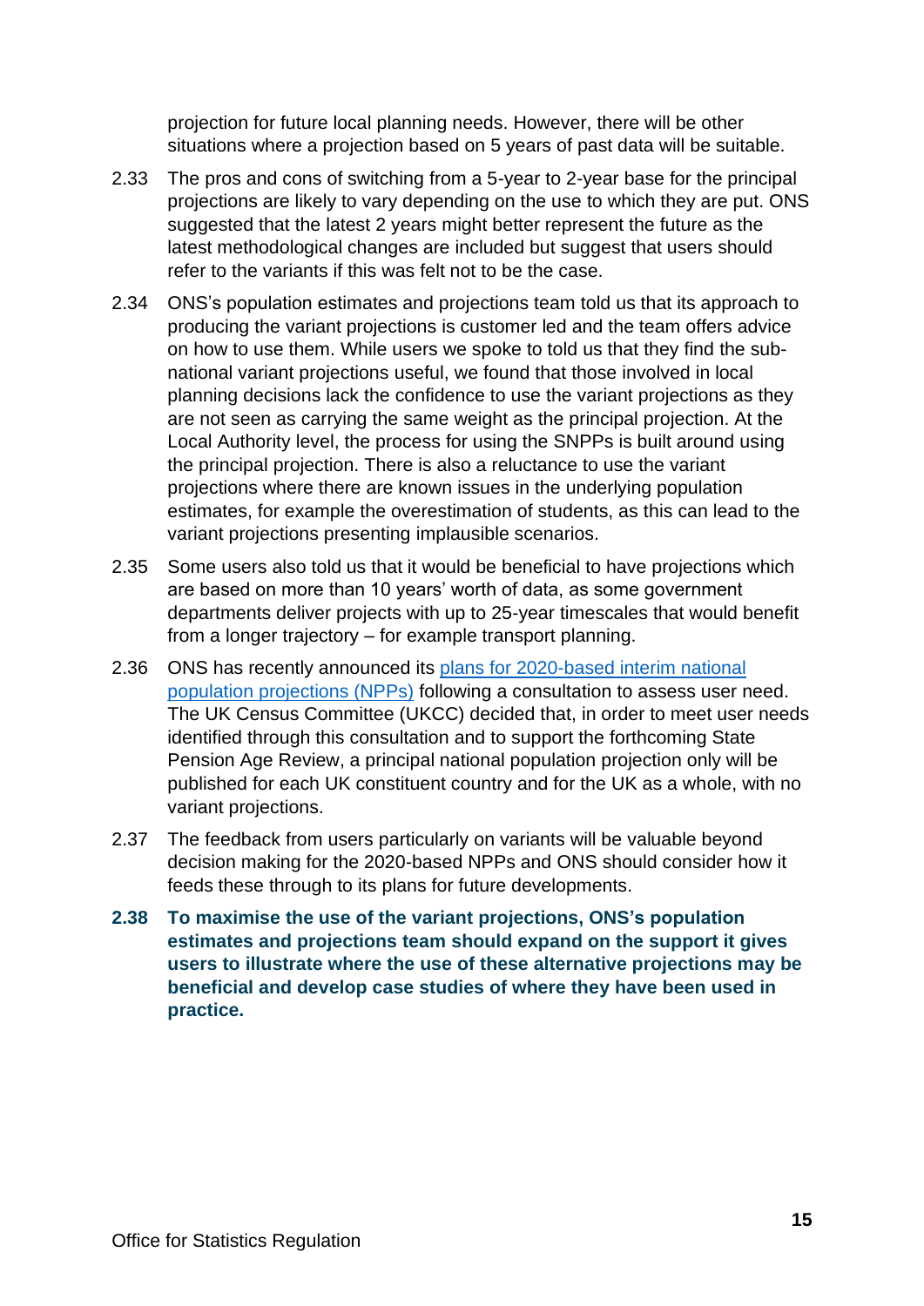projection for future local planning needs. However, there will be other situations where a projection based on 5 years of past data will be suitable.

2.33 The pros and cons of switching from a 5-year to 2-year base for the principal projections are likely to vary depending on the use to which they are put. ONS suggested that the latest 2 years might better represent the future as the latest methodological changes are included but suggest that users should refer to the variants if this was felt not to be the case.

2.34 ONS's population estimates and projections team told us that its approach to producing the variant projections is customer led and the team offers advice on how to use them. While users we spoke to told us that they find the sub-national variant projections useful, we found that those involved in local planning decisions lack the confidence to use the variant projections as they are not seen as carrying the same weight as the principal projection. At the Local Authority level, the process for using the SNPPs is built around using the principal projection. There is also a reluctance to use the variant projections where there are known issues in the underlying population estimates, for example the overestimation of students, as this can lead to the variant projections presenting implausible scenarios.

2.35 Some users also told us that it would be beneficial to have projections which are based on more than 10 years' worth of data, as some government departments deliver projects with up to 25-year timescales that would benefit from a longer trajectory – for example transport planning.

2.36 ONS has recently announced its [plans for 2020-based interim national population projections (NPPs)](#) following a consultation to assess user need. The UK Census Committee (UKCC) decided that, in order to meet user needs identified through this consultation and to support the forthcoming State Pension Age Review, a principal national population projection only will be published for each UK constituent country and for the UK as a whole, with no variant projections.

2.37 The feedback from users particularly on variants will be valuable beyond decision making for the 2020-based NPPs and ONS should consider how it feeds these through to its plans for future developments.

**2.38 To maximise the use of the variant projections, ONS's population estimates and projections team should expand on the support it gives users to illustrate where the use of these alternative projections may be beneficial and develop case studies of where they have been used in practice.**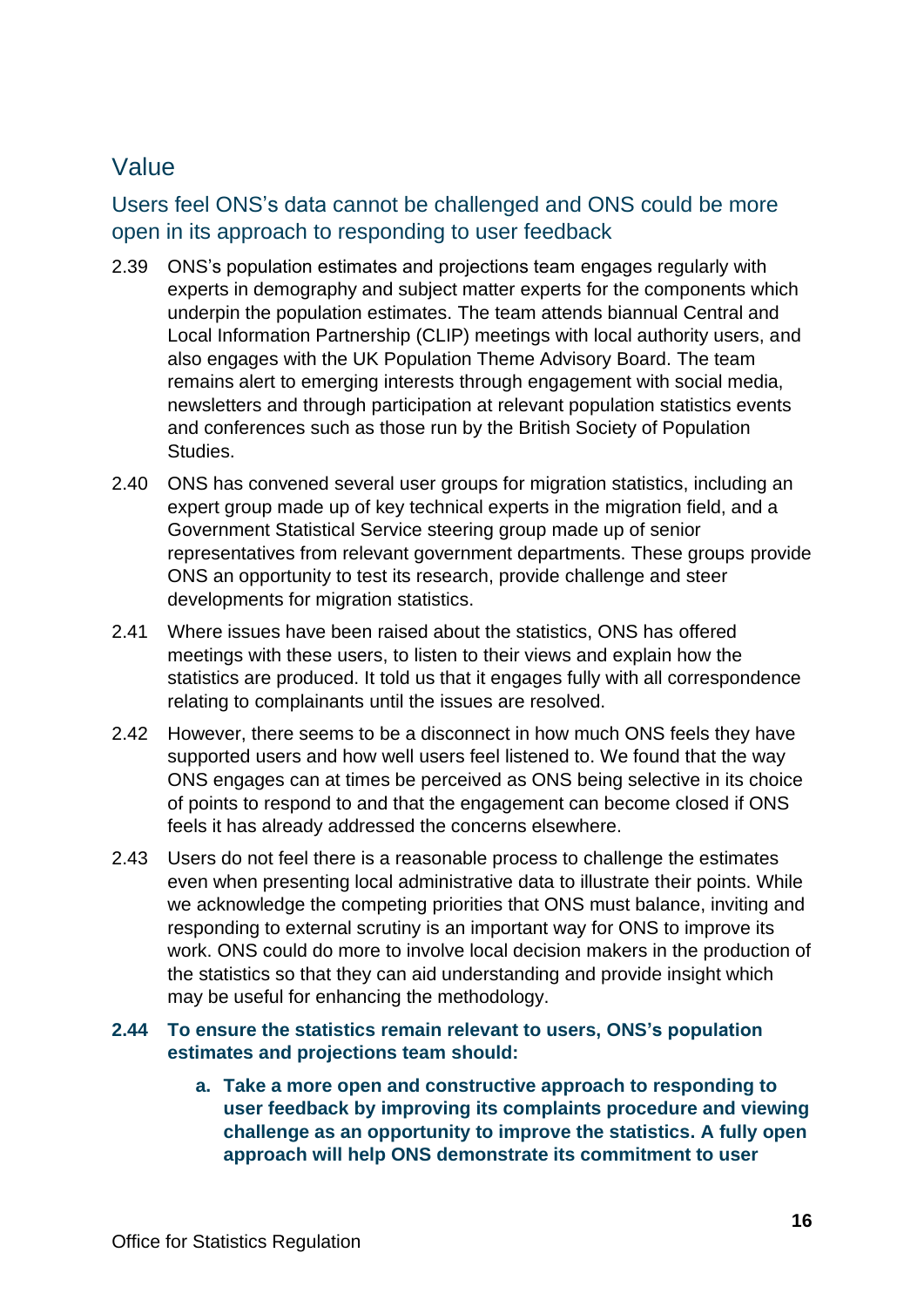## Value

### Users feel ONS's data cannot be challenged and ONS could be more open in its approach to responding to user feedback

2.39 ONS's population estimates and projections team engages regularly with experts in demography and subject matter experts for the components which underpin the population estimates. The team attends biannual Central and Local Information Partnership (CLIP) meetings with local authority users, and also engages with the UK Population Theme Advisory Board. The team remains alert to emerging interests through engagement with social media, newsletters and through participation at relevant population statistics events and conferences such as those run by the British Society of Population Studies.

2.40 ONS has convened several user groups for migration statistics, including an expert group made up of key technical experts in the migration field, and a Government Statistical Service steering group made up of senior representatives from relevant government departments. These groups provide ONS an opportunity to test its research, provide challenge and steer developments for migration statistics.

2.41 Where issues have been raised about the statistics, ONS has offered meetings with these users, to listen to their views and explain how the statistics are produced. It told us that it engages fully with all correspondence relating to complainants until the issues are resolved.

2.42 However, there seems to be a disconnect in how much ONS feels they have supported users and how well users feel listened to. We found that the way ONS engages can at times be perceived as ONS being selective in its choice of points to respond to and that the engagement can become closed if ONS feels it has already addressed the concerns elsewhere.

2.43 Users do not feel there is a reasonable process to challenge the estimates even when presenting local administrative data to illustrate their points. While we acknowledge the competing priorities that ONS must balance, inviting and responding to external scrutiny is an important way for ONS to improve its work. ONS could do more to involve local decision makers in the production of the statistics so that they can aid understanding and provide insight which may be useful for enhancing the methodology.

**2.44 To ensure the statistics remain relevant to users, ONS's population estimates and projections team should:**

- **a. Take a more open and constructive approach to responding to user feedback by improving its complaints procedure and viewing challenge as an opportunity to improve the statistics. A fully open approach will help ONS demonstrate its commitment to user**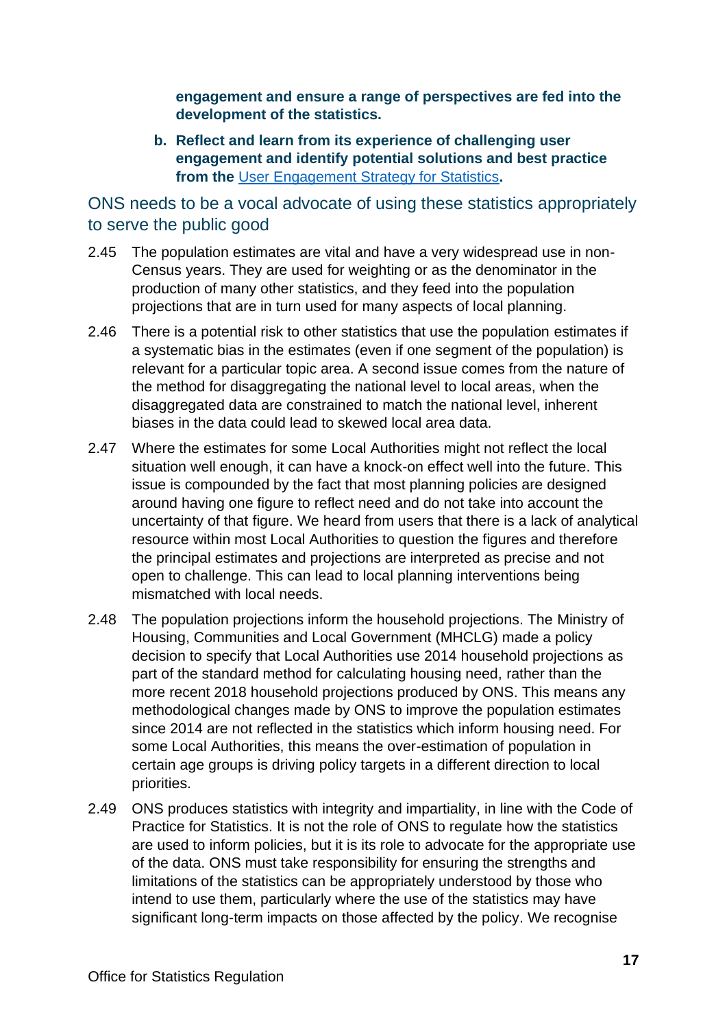**engagement and ensure a range of perspectives are fed into the development of the statistics.**

b. **Reflect and learn from its experience of challenging user engagement and identify potential solutions and best practice from the [User Engagement Strategy for Statistics](#).**

## ONS needs to be a vocal advocate of using these statistics appropriately to serve the public good

2.45 The population estimates are vital and have a very widespread use in non-Census years. They are used for weighting or as the denominator in the production of many other statistics, and they feed into the population projections that are in turn used for many aspects of local planning.

2.46 There is a potential risk to other statistics that use the population estimates if a systematic bias in the estimates (even if one segment of the population) is relevant for a particular topic area. A second issue comes from the nature of the method for disaggregating the national level to local areas, when the disaggregated data are constrained to match the national level, inherent biases in the data could lead to skewed local area data.

2.47 Where the estimates for some Local Authorities might not reflect the local situation well enough, it can have a knock-on effect well into the future. This issue is compounded by the fact that most planning policies are designed around having one figure to reflect need and do not take into account the uncertainty of that figure. We heard from users that there is a lack of analytical resource within most Local Authorities to question the figures and therefore the principal estimates and projections are interpreted as precise and not open to challenge. This can lead to local planning interventions being mismatched with local needs.

2.48 The population projections inform the household projections. The Ministry of Housing, Communities and Local Government (MHCLG) made a policy decision to specify that Local Authorities use 2014 household projections as part of the standard method for calculating housing need, rather than the more recent 2018 household projections produced by ONS. This means any methodological changes made by ONS to improve the population estimates since 2014 are not reflected in the statistics which inform housing need. For some Local Authorities, this means the over-estimation of population in certain age groups is driving policy targets in a different direction to local priorities.

2.49 ONS produces statistics with integrity and impartiality, in line with the Code of Practice for Statistics. It is not the role of ONS to regulate how the statistics are used to inform policies, but it is its role to advocate for the appropriate use of the data. ONS must take responsibility for ensuring the strengths and limitations of the statistics can be appropriately understood by those who intend to use them, particularly where the use of the statistics may have significant long-term impacts on those affected by the policy. We recognise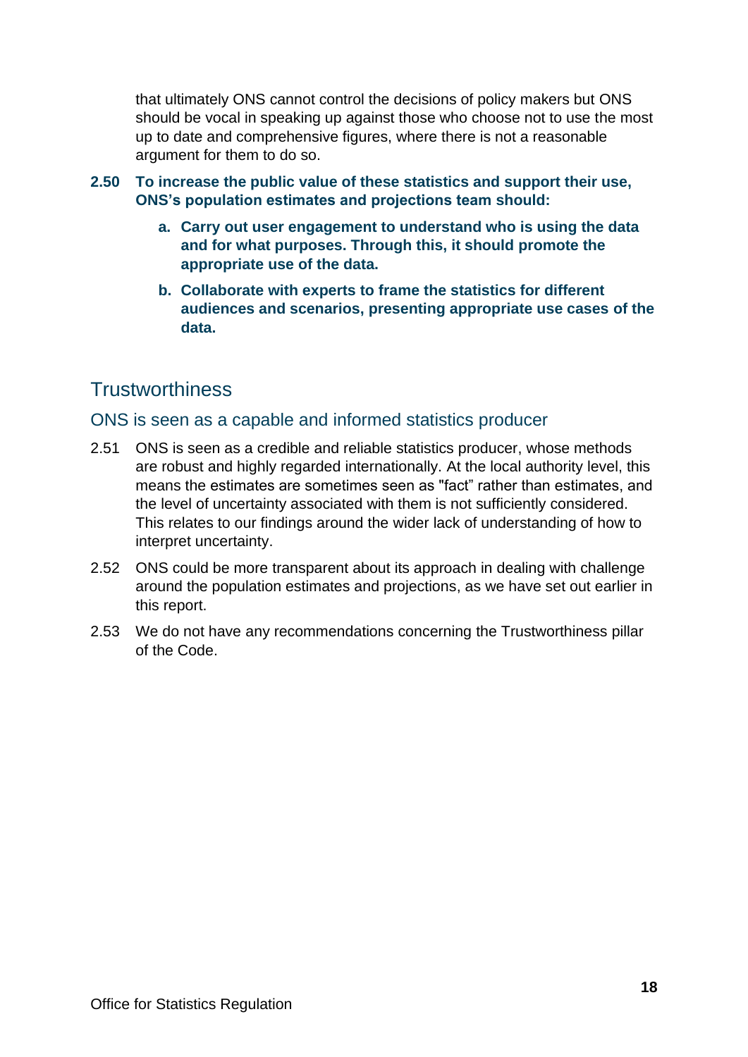that ultimately ONS cannot control the decisions of policy makers but ONS should be vocal in speaking up against those who choose not to use the most up to date and comprehensive figures, where there is not a reasonable argument for them to do so.

**2.50 To increase the public value of these statistics and support their use, ONS's population estimates and projections team should:**

- **a. Carry out user engagement to understand who is using the data and for what purposes. Through this, it should promote the appropriate use of the data.**
- **b. Collaborate with experts to frame the statistics for different audiences and scenarios, presenting appropriate use cases of the data.**

## Trustworthiness

### ONS is seen as a capable and informed statistics producer

2.51 ONS is seen as a credible and reliable statistics producer, whose methods are robust and highly regarded internationally. At the local authority level, this means the estimates are sometimes seen as "fact" rather than estimates, and the level of uncertainty associated with them is not sufficiently considered. This relates to our findings around the wider lack of understanding of how to interpret uncertainty.

2.52 ONS could be more transparent about its approach in dealing with challenge around the population estimates and projections, as we have set out earlier in this report.

2.53 We do not have any recommendations concerning the Trustworthiness pillar of the Code.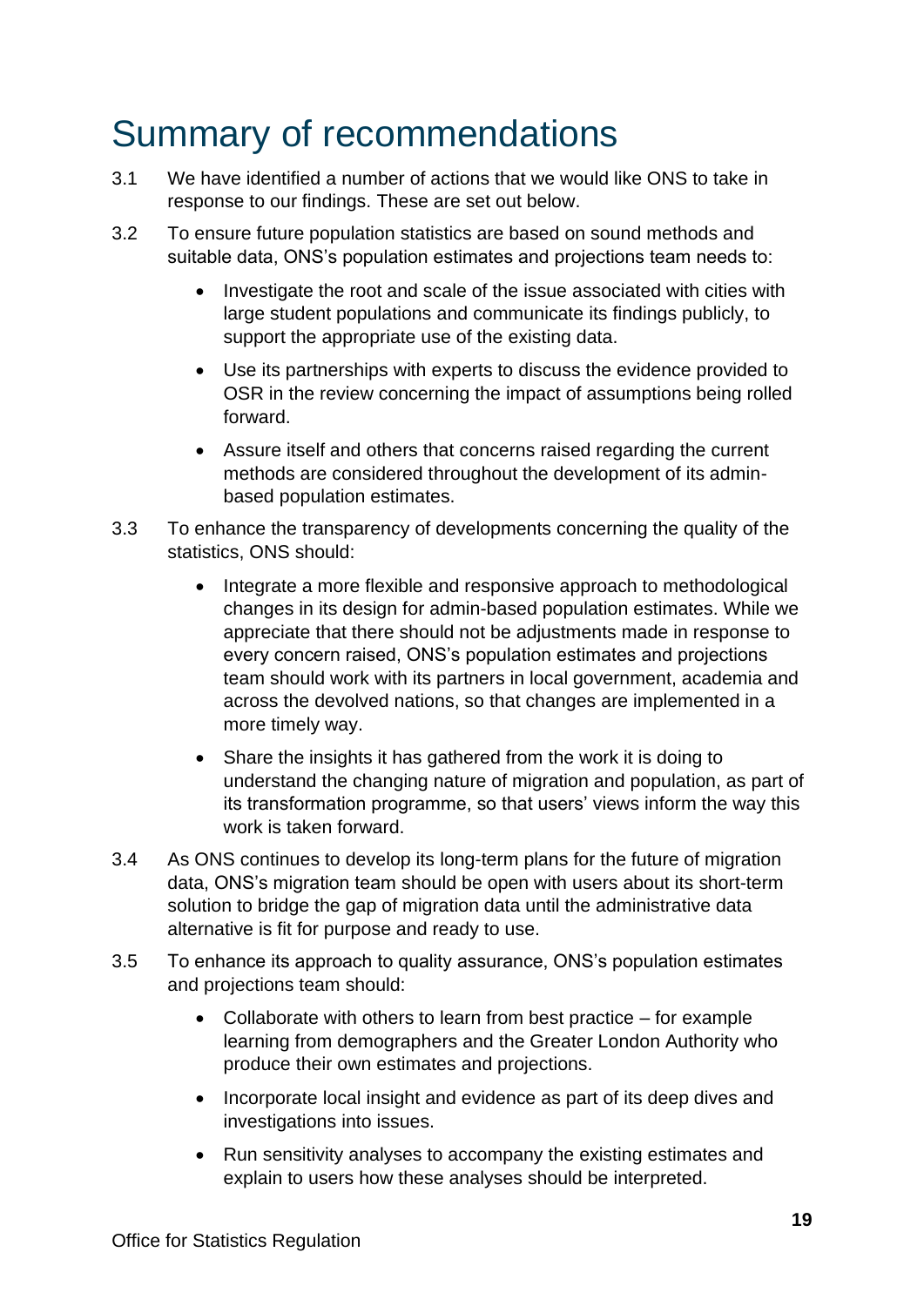# Summary of recommendations

3.1 We have identified a number of actions that we would like ONS to take in response to our findings. These are set out below.

3.2 To ensure future population statistics are based on sound methods and suitable data, ONS's population estimates and projections team needs to:

- Investigate the root and scale of the issue associated with cities with large student populations and communicate its findings publicly, to support the appropriate use of the existing data.
- Use its partnerships with experts to discuss the evidence provided to OSR in the review concerning the impact of assumptions being rolled forward.
- Assure itself and others that concerns raised regarding the current methods are considered throughout the development of its admin-based population estimates.

3.3 To enhance the transparency of developments concerning the quality of the statistics, ONS should:

- Integrate a more flexible and responsive approach to methodological changes in its design for admin-based population estimates. While we appreciate that there should not be adjustments made in response to every concern raised, ONS's population estimates and projections team should work with its partners in local government, academia and across the devolved nations, so that changes are implemented in a more timely way.
- Share the insights it has gathered from the work it is doing to understand the changing nature of migration and population, as part of its transformation programme, so that users' views inform the way this work is taken forward.

3.4 As ONS continues to develop its long-term plans for the future of migration data, ONS's migration team should be open with users about its short-term solution to bridge the gap of migration data until the administrative data alternative is fit for purpose and ready to use.

3.5 To enhance its approach to quality assurance, ONS's population estimates and projections team should:

- Collaborate with others to learn from best practice – for example learning from demographers and the Greater London Authority who produce their own estimates and projections.
- Incorporate local insight and evidence as part of its deep dives and investigations into issues.
- Run sensitivity analyses to accompany the existing estimates and explain to users how these analyses should be interpreted.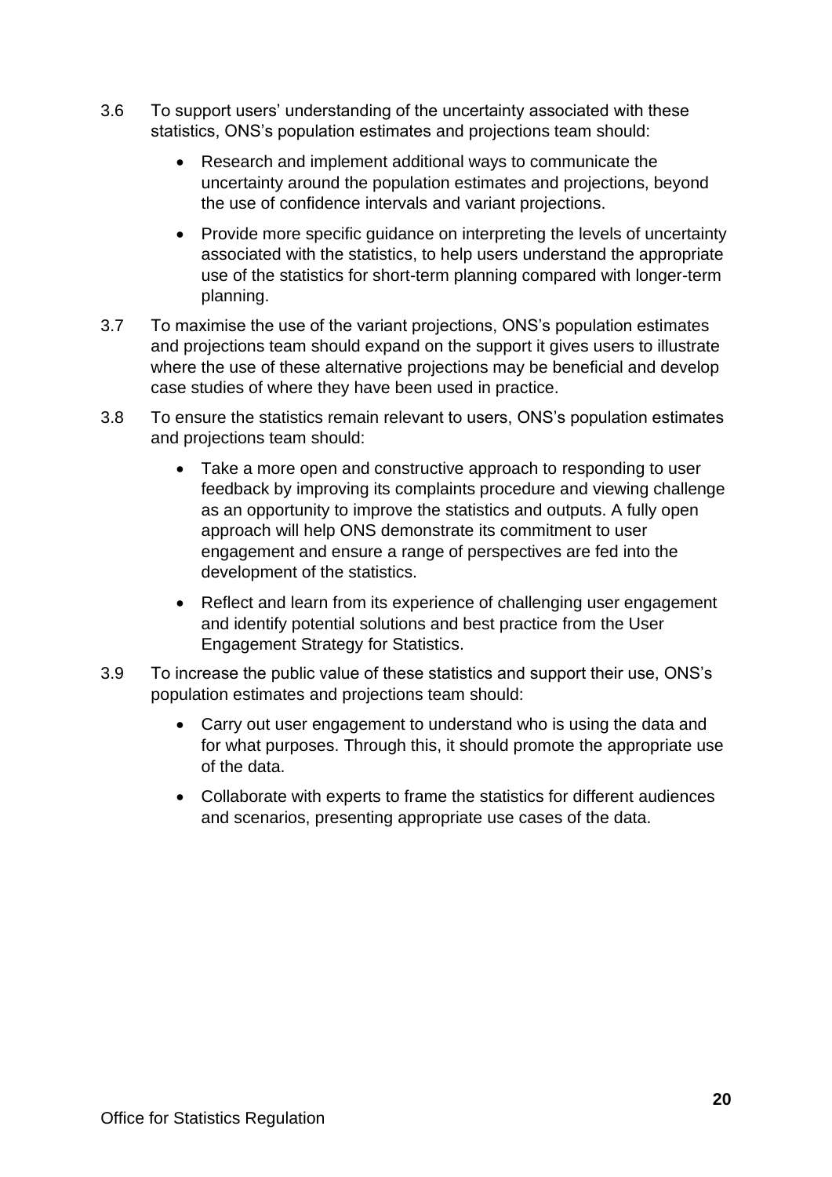3.6 To support users' understanding of the uncertainty associated with these statistics, ONS's population estimates and projections team should:

- Research and implement additional ways to communicate the uncertainty around the population estimates and projections, beyond the use of confidence intervals and variant projections.
- Provide more specific guidance on interpreting the levels of uncertainty associated with the statistics, to help users understand the appropriate use of the statistics for short-term planning compared with longer-term planning.

3.7 To maximise the use of the variant projections, ONS's population estimates and projections team should expand on the support it gives users to illustrate where the use of these alternative projections may be beneficial and develop case studies of where they have been used in practice.

3.8 To ensure the statistics remain relevant to users, ONS's population estimates and projections team should:

- Take a more open and constructive approach to responding to user feedback by improving its complaints procedure and viewing challenge as an opportunity to improve the statistics and outputs. A fully open approach will help ONS demonstrate its commitment to user engagement and ensure a range of perspectives are fed into the development of the statistics.
- Reflect and learn from its experience of challenging user engagement and identify potential solutions and best practice from the User Engagement Strategy for Statistics.

3.9 To increase the public value of these statistics and support their use, ONS's population estimates and projections team should:

- Carry out user engagement to understand who is using the data and for what purposes. Through this, it should promote the appropriate use of the data.
- Collaborate with experts to frame the statistics for different audiences and scenarios, presenting appropriate use cases of the data.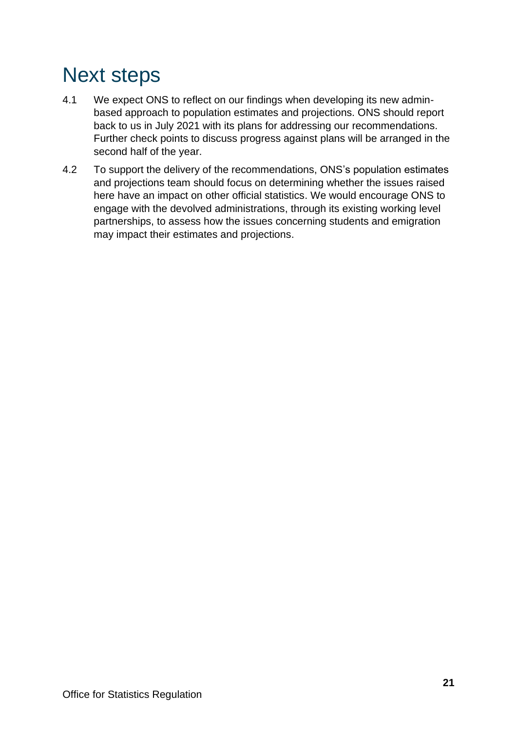# Next steps

4.1 We expect ONS to reflect on our findings when developing its new admin-based approach to population estimates and projections. ONS should report back to us in July 2021 with its plans for addressing our recommendations. Further check points to discuss progress against plans will be arranged in the second half of the year.

4.2 To support the delivery of the recommendations, ONS's population estimates and projections team should focus on determining whether the issues raised here have an impact on other official statistics. We would encourage ONS to engage with the devolved administrations, through its existing working level partnerships, to assess how the issues concerning students and emigration may impact their estimates and projections.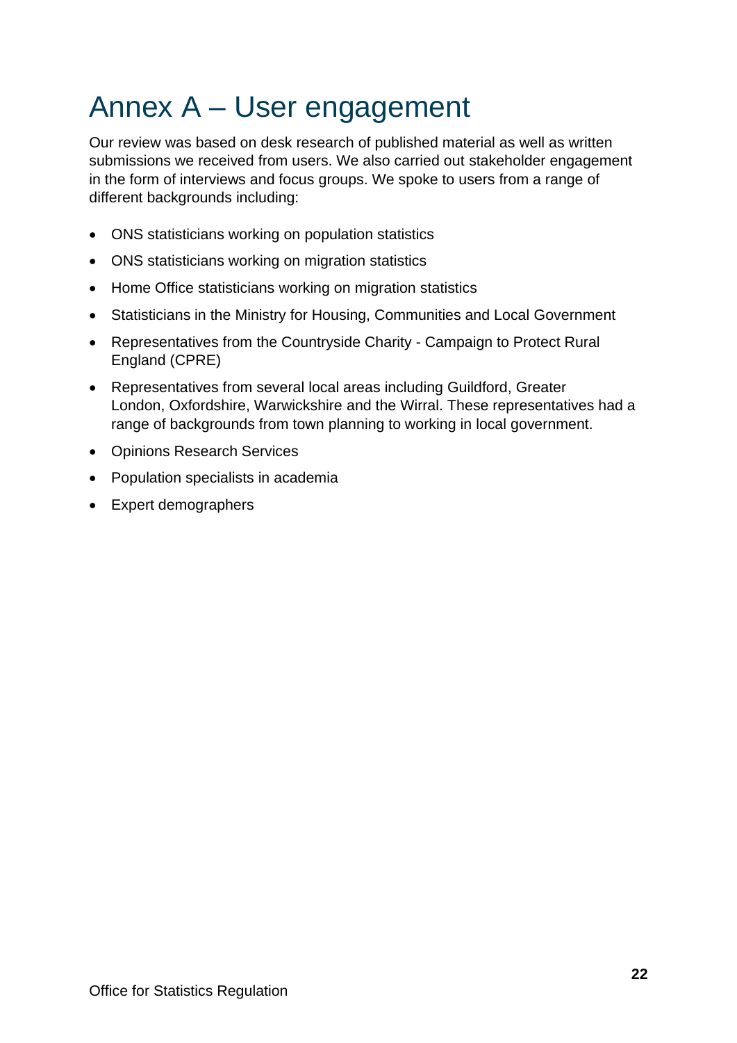# Annex A – User engagement

Our review was based on desk research of published material as well as written submissions we received from users. We also carried out stakeholder engagement in the form of interviews and focus groups. We spoke to users from a range of different backgrounds including:

- ONS statisticians working on population statistics
- ONS statisticians working on migration statistics
- Home Office statisticians working on migration statistics
- Statisticians in the Ministry for Housing, Communities and Local Government
- Representatives from the Countryside Charity - Campaign to Protect Rural England (CPRE)
- Representatives from several local areas including Guildford, Greater London, Oxfordshire, Warwickshire and the Wirral. These representatives had a range of backgrounds from town planning to working in local government.
- Opinions Research Services
- Population specialists in academia
- Expert demographers